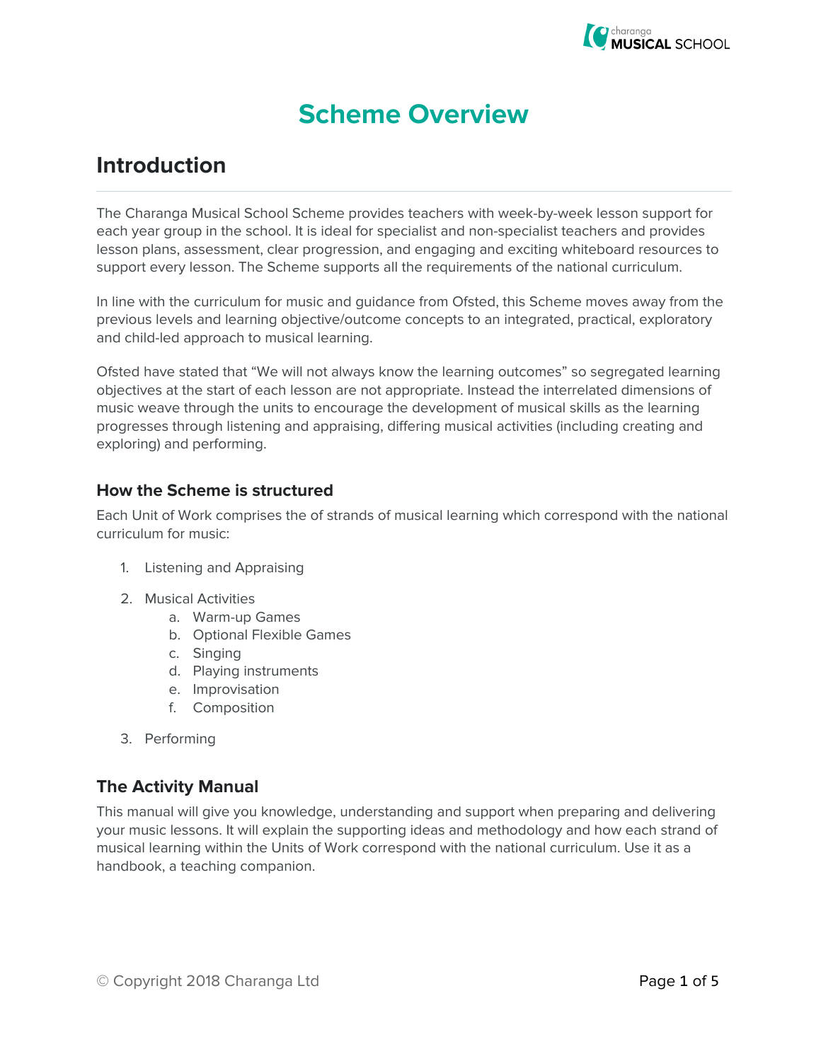# Scheme Overview

## Introduction

The Charanga Musical School Scheme provides teachers with week-by-week lesson support for each year group in the school. It is ideal for specialist and non-specialist teachers and provides lesson plans, assessment, clear progression, and engaging and exciting whiteboard resources to support every lesson. The Scheme supports all the requirements of the national curriculum.

In line with the curriculum for music and guidance from Ofsted, this Scheme moves away from the previous levels and learning objective/outcome concepts to an integrated, practical, exploratory and child-led approach to musical learning.

Ofsted have stated that "We will not always know the learning outcomes" so segregated learning objectives at the start of each lesson are not appropriate. Instead the interrelated dimensions of music weave through the units to encourage the development of musical skills as the learning progresses through listening and appraising, differing musical activities (including creating and exploring) and performing.

### How the Scheme is structured

Each Unit of Work comprises the of strands of musical learning which correspond with the national curriculum for music:

1. Listening and Appraising
2. Musical Activities
    a. Warm-up Games
    b. Optional Flexible Games
    c. Singing
    d. Playing instruments
    e. Improvisation
    f. Composition
3. Performing

### The Activity Manual

This manual will give you knowledge, understanding and support when preparing and delivering your music lessons. It will explain the supporting ideas and methodology and how each strand of musical learning within the Units of Work correspond with the national curriculum. Use it as a handbook, a teaching companion.

© Copyright 2018 Charanga Ltd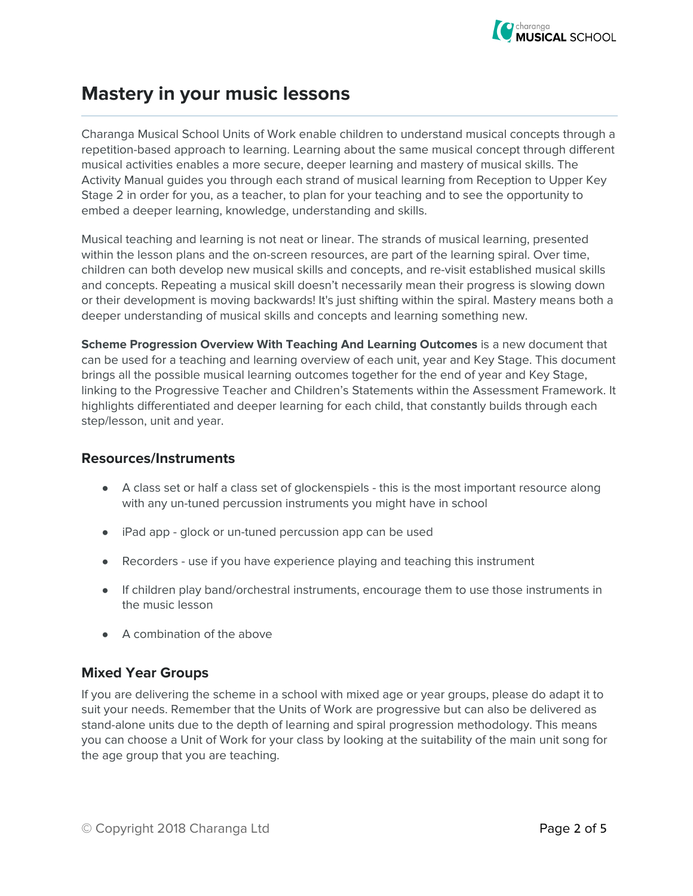# Mastery in your music lessons

Charanga Musical School Units of Work enable children to understand musical concepts through a repetition-based approach to learning. Learning about the same musical concept through different musical activities enables a more secure, deeper learning and mastery of musical skills. The Activity Manual guides you through each strand of musical learning from Reception to Upper Key Stage 2 in order for you, as a teacher, to plan for your teaching and to see the opportunity to embed a deeper learning, knowledge, understanding and skills.

Musical teaching and learning is not neat or linear. The strands of musical learning, presented within the lesson plans and the on-screen resources, are part of the learning spiral. Over time, children can both develop new musical skills and concepts, and re-visit established musical skills and concepts. Repeating a musical skill doesn't necessarily mean their progress is slowing down or their development is moving backwards! It's just shifting within the spiral. Mastery means both a deeper understanding of musical skills and concepts and learning something new.

**Scheme Progression Overview With Teaching And Learning Outcomes** is a new document that can be used for a teaching and learning overview of each unit, year and Key Stage. This document brings all the possible musical learning outcomes together for the end of year and Key Stage, linking to the Progressive Teacher and Children's Statements within the Assessment Framework. It highlights differentiated and deeper learning for each child, that constantly builds through each step/lesson, unit and year.

### Resources/Instruments

- A class set or half a class set of glockenspiels - this is the most important resource along with any un-tuned percussion instruments you might have in school
- iPad app - glock or un-tuned percussion app can be used
- Recorders - use if you have experience playing and teaching this instrument
- If children play band/orchestral instruments, encourage them to use those instruments in the music lesson
- A combination of the above

### Mixed Year Groups

If you are delivering the scheme in a school with mixed age or year groups, please do adapt it to suit your needs. Remember that the Units of Work are progressive but can also be delivered as stand-alone units due to the depth of learning and spiral progression methodology. This means you can choose a Unit of Work for your class by looking at the suitability of the main unit song for the age group that you are teaching.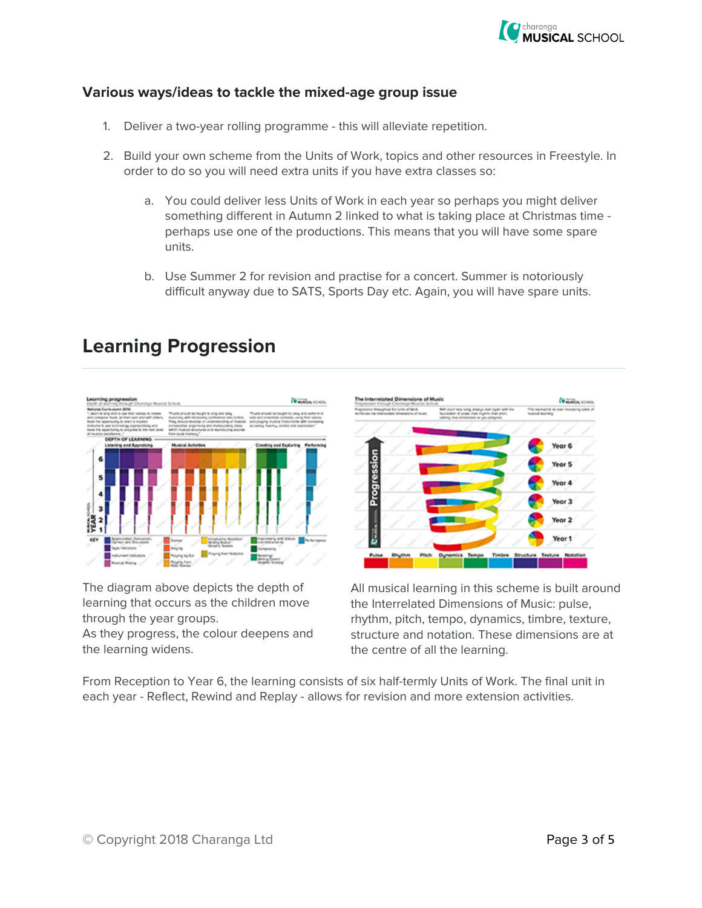### Various ways/ideas to tackle the mixed-age group issue

1. Deliver a two-year rolling programme - this will alleviate repetition.

2. Build your own scheme from the Units of Work, topics and other resources in Freestyle. In order to do so you will need extra units if you have extra classes so:

   a. You could deliver less Units of Work in each year so perhaps you might deliver something different in Autumn 2 linked to what is taking place at Christmas time - perhaps use one of the productions. This means that you will have some spare units.

   b. Use Summer 2 for revision and practise for a concert. Summer is notoriously difficult anyway due to SATS, Sports Day etc. Again, you will have spare units.

## Learning Progression

The diagram above depicts the depth of learning that occurs as the children move through the year groups.
As they progress, the colour deepens and the learning widens.

All musical learning in this scheme is built around the Interrelated Dimensions of Music: pulse, rhythm, pitch, tempo, dynamics, timbre, texture, structure and notation. These dimensions are at the centre of all the learning.

From Reception to Year 6, the learning consists of six half-termly Units of Work. The final unit in each year - Reflect, Rewind and Replay - allows for revision and more extension activities.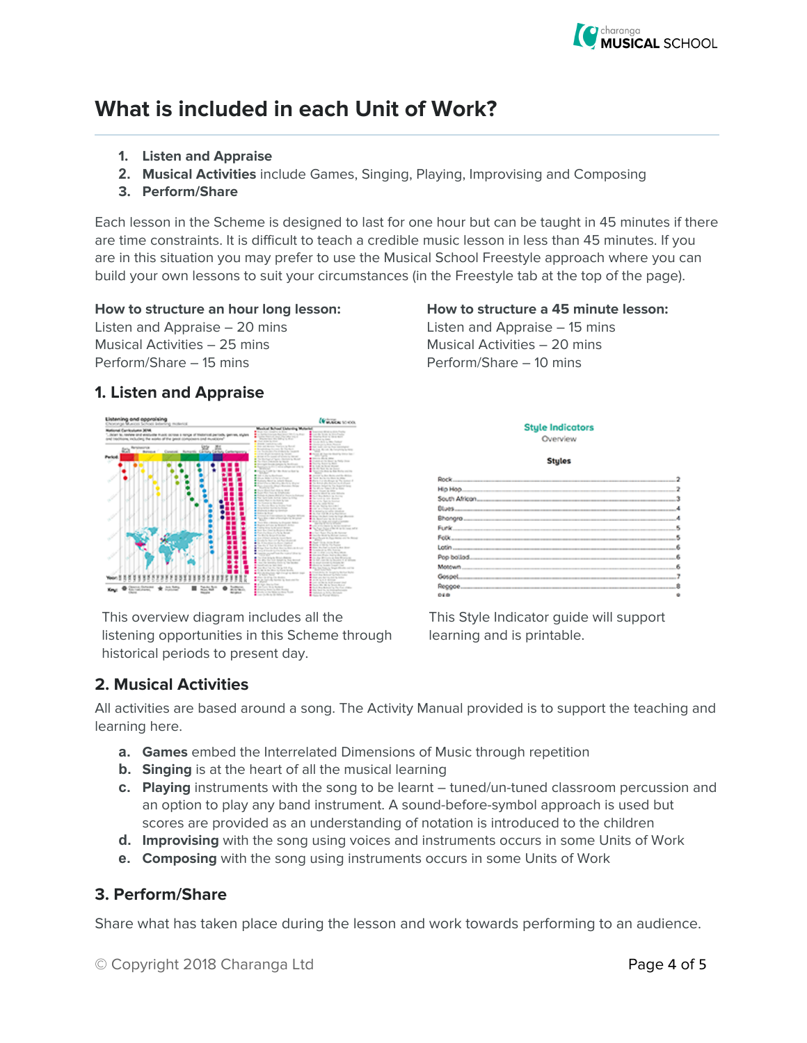# What is included in each Unit of Work?

1. **Listen and Appraise**
2. **Musical Activities** include Games, Singing, Playing, Improvising and Composing
3. **Perform/Share**

Each lesson in the Scheme is designed to last for one hour but can be taught in 45 minutes if there are time constraints. It is difficult to teach a credible music lesson in less than 45 minutes. If you are in this situation you may prefer to use the Musical School Freestyle approach where you can build your own lessons to suit your circumstances (in the Freestyle tab at the top of the page).

**How to structure an hour long lesson:**
Listen and Appraise – 20 mins
Musical Activities – 25 mins
Perform/Share – 15 mins

**How to structure a 45 minute lesson:**
Listen and Appraise – 15 mins
Musical Activities – 20 mins
Perform/Share – 10 mins

## 1. Listen and Appraise

This overview diagram includes all the listening opportunities in this Scheme through historical periods to present day.

This Style Indicator guide will support learning and is printable.

## 2. Musical Activities

All activities are based around a song. The Activity Manual provided is to support the teaching and learning here.

a. **Games** embed the Interrelated Dimensions of Music through repetition
b. **Singing** is at the heart of all the musical learning
c. **Playing** instruments with the song to be learnt – tuned/un-tuned classroom percussion and an option to play any band instrument. A sound-before-symbol approach is used but scores are provided as an understanding of notation is introduced to the children
d. **Improvising** with the song using voices and instruments occurs in some Units of Work
e. **Composing** with the song using instruments occurs in some Units of Work

## 3. Perform/Share

Share what has taken place during the lesson and work towards performing to an audience.

© Copyright 2018 Charanga Ltd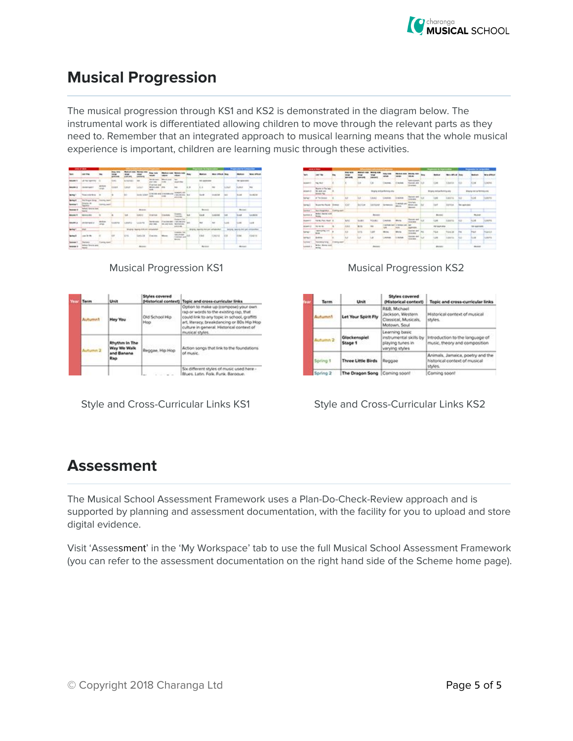## Musical Progression

The musical progression through KS1 and KS2 is demonstrated in the diagram below. The instrumental work is differentiated allowing children to move through the relevant parts as they need to. Remember that an integrated approach to musical learning means that the whole musical experience is important, children are learning music through these activities.

Musical Progression KS1

Musical Progression KS2

Style and Cross-Curricular Links KS1

Style and Cross-Curricular Links KS2

## Assessment

The Musical School Assessment Framework uses a Plan-Do-Check-Review approach and is supported by planning and assessment documentation, with the facility for you to upload and store digital evidence.

Visit 'Assessment' in the 'My Workspace' tab to use the full Musical School Assessment Framework (you can refer to the assessment documentation on the right hand side of the Scheme home page).

© Copyright 2018 Charanga Ltd